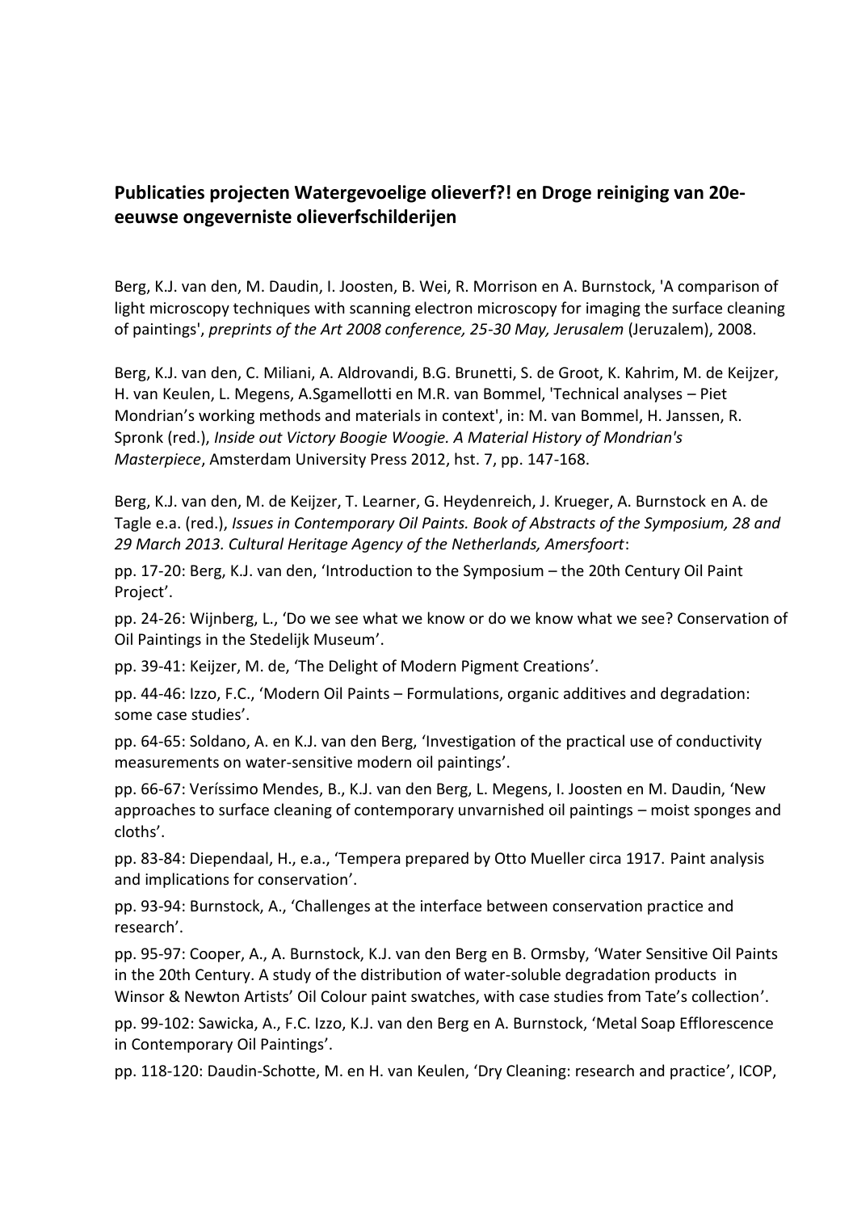## Publicaties projecten Watergevoelige olieverf?! en Droge reiniging van 20e-eeuwse ongeverniste olieverfschilderijen

Berg, K.J. van den, M. Daudin, I. Joosten, B. Wei, R. Morrison en A. Burnstock, 'A comparison of light microscopy techniques with scanning electron microscopy for imaging the surface cleaning of paintings', *preprints of the Art 2008 conference, 25-30 May, Jerusalem* (Jeruzalem), 2008.

Berg, K.J. van den, C. Miliani, A. Aldrovandi, B.G. Brunetti, S. de Groot, K. Kahrim, M. de Keijzer, H. van Keulen, L. Megens, A.Sgamellotti en M.R. van Bommel, 'Technical analyses – Piet Mondrian's working methods and materials in context', in: M. van Bommel, H. Janssen, R. Spronk (red.), *Inside out Victory Boogie Woogie. A Material History of Mondrian's Masterpiece*, Amsterdam University Press 2012, hst. 7, pp. 147-168.

Berg, K.J. van den, M. de Keijzer, T. Learner, G. Heydenreich, J. Krueger, A. Burnstock en A. de Tagle e.a. (red.), *Issues in Contemporary Oil Paints. Book of Abstracts of the Symposium, 28 and 29 March 2013. Cultural Heritage Agency of the Netherlands, Amersfoort*:

pp. 17-20: Berg, K.J. van den, 'Introduction to the Symposium – the 20th Century Oil Paint Project'.

pp. 24-26: Wijnberg, L., 'Do we see what we know or do we know what we see? Conservation of Oil Paintings in the Stedelijk Museum'.

pp. 39-41: Keijzer, M. de, 'The Delight of Modern Pigment Creations'.

pp. 44-46: Izzo, F.C., 'Modern Oil Paints – Formulations, organic additives and degradation: some case studies'.

pp. 64-65: Soldano, A. en K.J. van den Berg, 'Investigation of the practical use of conductivity measurements on water-sensitive modern oil paintings'.

pp. 66-67: Veríssimo Mendes, B., K.J. van den Berg, L. Megens, I. Joosten en M. Daudin, 'New approaches to surface cleaning of contemporary unvarnished oil paintings – moist sponges and cloths'.

pp. 83-84: Diependaal, H., e.a., 'Tempera prepared by Otto Mueller circa 1917. Paint analysis and implications for conservation'.

pp. 93-94: Burnstock, A., 'Challenges at the interface between conservation practice and research'.

pp. 95-97: Cooper, A., A. Burnstock, K.J. van den Berg en B. Ormsby, 'Water Sensitive Oil Paints in the 20th Century. A study of the distribution of water-soluble degradation products in Winsor & Newton Artists' Oil Colour paint swatches, with case studies from Tate's collection'.

pp. 99-102: Sawicka, A., F.C. Izzo, K.J. van den Berg en A. Burnstock, 'Metal Soap Efflorescence in Contemporary Oil Paintings'.

pp. 118-120: Daudin-Schotte, M. en H. van Keulen, 'Dry Cleaning: research and practice', ICOP,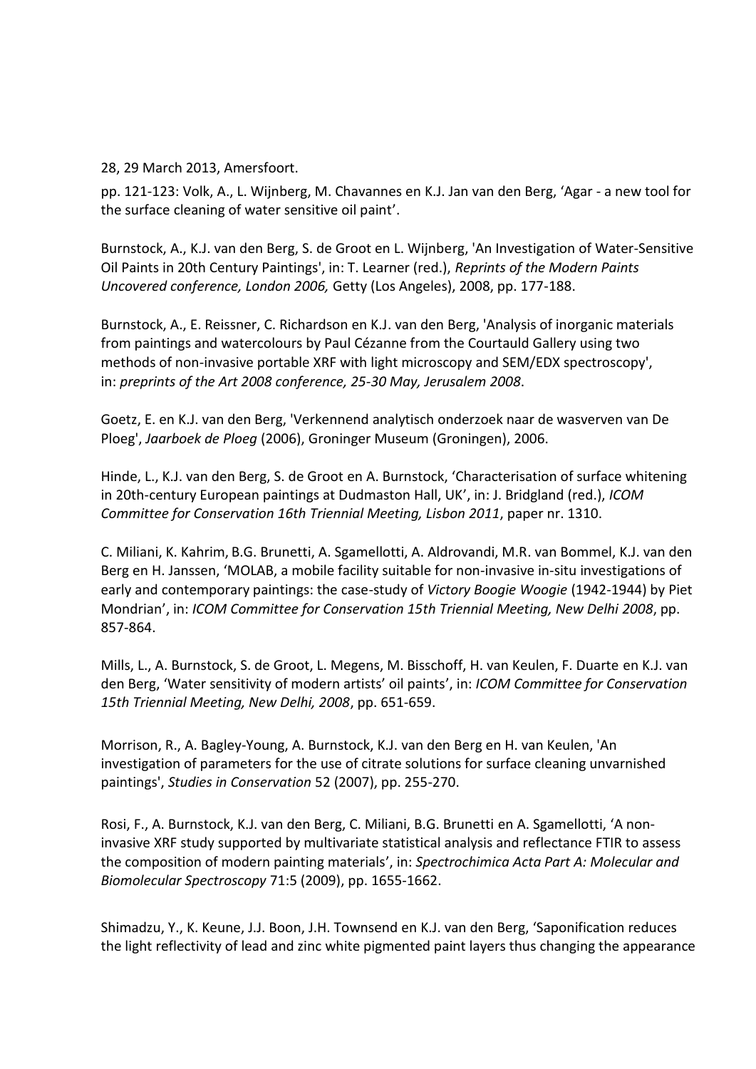28, 29 March 2013, Amersfoort.

pp. 121-123: Volk, A., L. Wijnberg, M. Chavannes en K.J. Jan van den Berg, ‘Agar - a new tool for the surface cleaning of water sensitive oil paint’.

Burnstock, A., K.J. van den Berg, S. de Groot en L. Wijnberg, 'An Investigation of Water-Sensitive Oil Paints in 20th Century Paintings', in: T. Learner (red.), *Reprints of the Modern Paints Uncovered conference, London 2006,* Getty (Los Angeles), 2008, pp. 177-188.

Burnstock, A., E. Reissner, C. Richardson en K.J. van den Berg, 'Analysis of inorganic materials from paintings and watercolours by Paul Cézanne from the Courtauld Gallery using two methods of non-invasive portable XRF with light microscopy and SEM/EDX spectroscopy', in: *preprints of the Art 2008 conference, 25-30 May, Jerusalem 2008*.

Goetz, E. en K.J. van den Berg, 'Verkennend analytisch onderzoek naar de wasverven van De Ploeg', *Jaarboek de Ploeg* (2006), Groninger Museum (Groningen), 2006.

Hinde, L., K.J. van den Berg, S. de Groot en A. Burnstock, ‘Characterisation of surface whitening in 20th-century European paintings at Dudmaston Hall, UK’, in: J. Bridgland (red.), *ICOM Committee for Conservation 16th Triennial Meeting, Lisbon 2011*, paper nr. 1310.

C. Miliani, K. Kahrim, B.G. Brunetti, A. Sgamellotti, A. Aldrovandi, M.R. van Bommel, K.J. van den Berg en H. Janssen, ‘MOLAB, a mobile facility suitable for non-invasive in-situ investigations of early and contemporary paintings: the case-study of *Victory Boogie Woogie* (1942-1944) by Piet Mondrian’, in: *ICOM Committee for Conservation 15th Triennial Meeting, New Delhi 2008*, pp. 857-864.

Mills, L., A. Burnstock, S. de Groot, L. Megens, M. Bisschoff, H. van Keulen, F. Duarte en K.J. van den Berg, ‘Water sensitivity of modern artists’ oil paints’, in: *ICOM Committee for Conservation 15th Triennial Meeting, New Delhi, 2008*, pp. 651-659.

Morrison, R., A. Bagley-Young, A. Burnstock, K.J. van den Berg en H. van Keulen, 'An investigation of parameters for the use of citrate solutions for surface cleaning unvarnished paintings', *Studies in Conservation* 52 (2007), pp. 255-270.

Rosi, F., A. Burnstock, K.J. van den Berg, C. Miliani, B.G. Brunetti en A. Sgamellotti, ‘A non-invasive XRF study supported by multivariate statistical analysis and reflectance FTIR to assess the composition of modern painting materials’, in: *Spectrochimica Acta Part A: Molecular and Biomolecular Spectroscopy* 71:5 (2009), pp. 1655-1662.

Shimadzu, Y., K. Keune, J.J. Boon, J.H. Townsend en K.J. van den Berg, ‘Saponification reduces the light reflectivity of lead and zinc white pigmented paint layers thus changing the appearance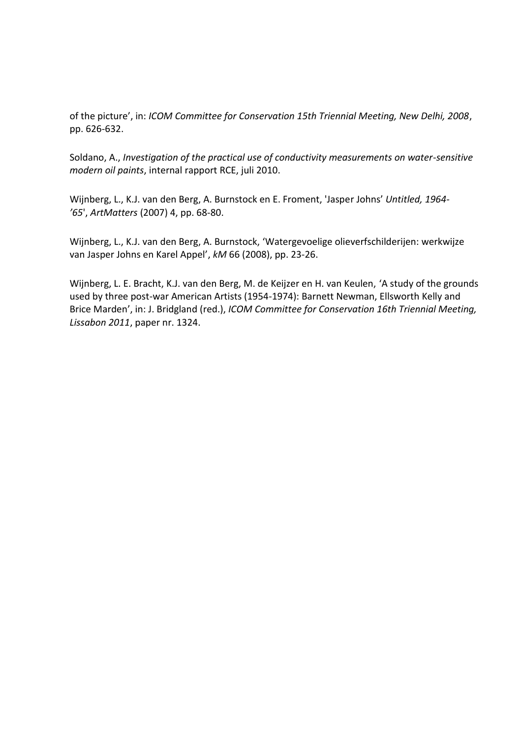of the picture', in: *ICOM Committee for Conservation 15th Triennial Meeting, New Delhi, 2008*, pp. 626-632.

Soldano, A., *Investigation of the practical use of conductivity measurements on water-sensitive modern oil paints*, internal rapport RCE, juli 2010.

Wijnberg, L., K.J. van den Berg, A. Burnstock en E. Froment, 'Jasper Johns' *Untitled, 1964-'65*', *ArtMatters* (2007) 4, pp. 68-80.

Wijnberg, L., K.J. van den Berg, A. Burnstock, 'Watergevoelige olieverfschilderijen: werkwijze van Jasper Johns en Karel Appel', *kM* 66 (2008), pp. 23-26.

Wijnberg, L. E. Bracht, K.J. van den Berg, M. de Keijzer en H. van Keulen, 'A study of the grounds used by three post-war American Artists (1954-1974): Barnett Newman, Ellsworth Kelly and Brice Marden', in: J. Bridgland (red.), *ICOM Committee for Conservation 16th Triennial Meeting, Lissabon 2011*, paper nr. 1324.